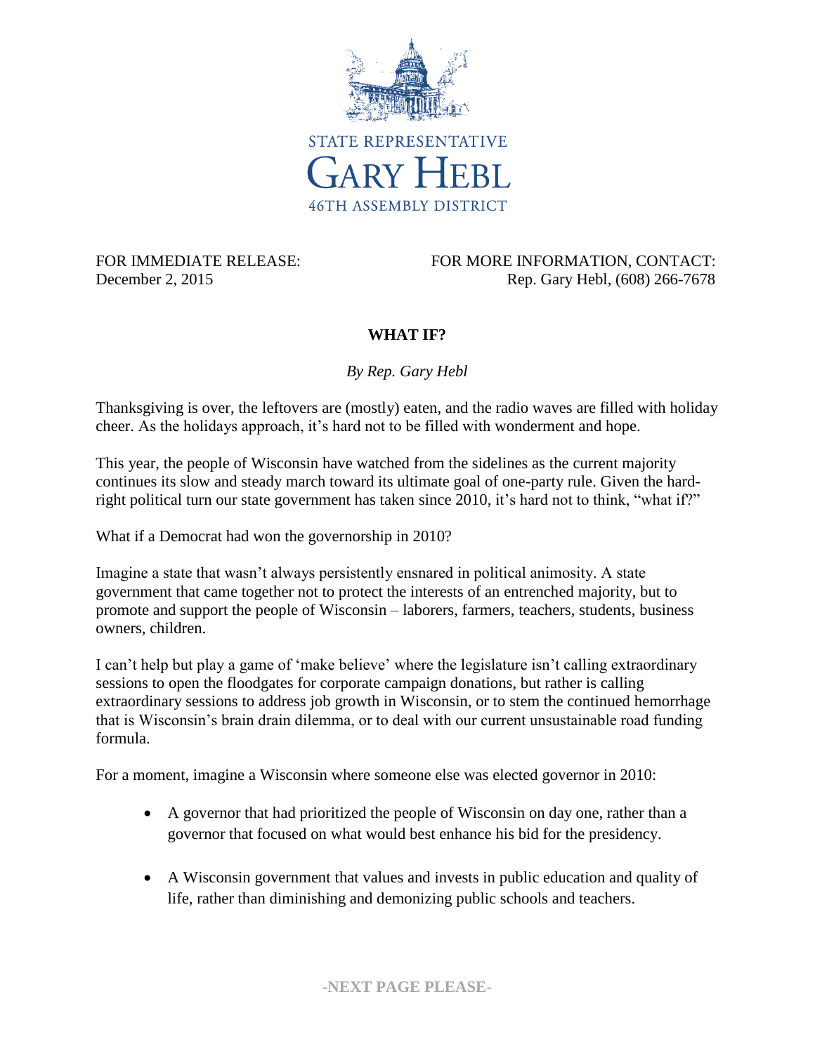STATE REPRESENTATIVE

# GARY HEBL

46TH ASSEMBLY DISTRICT

FOR IMMEDIATE RELEASE:
December 2, 2015

FOR MORE INFORMATION, CONTACT:
Rep. Gary Hebl, (608) 266-7678

## WHAT IF?

*By Rep. Gary Hebl*

Thanksgiving is over, the leftovers are (mostly) eaten, and the radio waves are filled with holiday cheer. As the holidays approach, it's hard not to be filled with wonderment and hope.

This year, the people of Wisconsin have watched from the sidelines as the current majority continues its slow and steady march toward its ultimate goal of one-party rule. Given the hard-right political turn our state government has taken since 2010, it's hard not to think, "what if?"

What if a Democrat had won the governorship in 2010?

Imagine a state that wasn't always persistently ensnared in political animosity. A state government that came together not to protect the interests of an entrenched majority, but to promote and support the people of Wisconsin – laborers, farmers, teachers, students, business owners, children.

I can't help but play a game of 'make believe' where the legislature isn't calling extraordinary sessions to open the floodgates for corporate campaign donations, but rather is calling extraordinary sessions to address job growth in Wisconsin, or to stem the continued hemorrhage that is Wisconsin's brain drain dilemma, or to deal with our current unsustainable road funding formula.

For a moment, imagine a Wisconsin where someone else was elected governor in 2010:

- A governor that had prioritized the people of Wisconsin on day one, rather than a governor that focused on what would best enhance his bid for the presidency.

- A Wisconsin government that values and invests in public education and quality of life, rather than diminishing and demonizing public schools and teachers.

-NEXT PAGE PLEASE-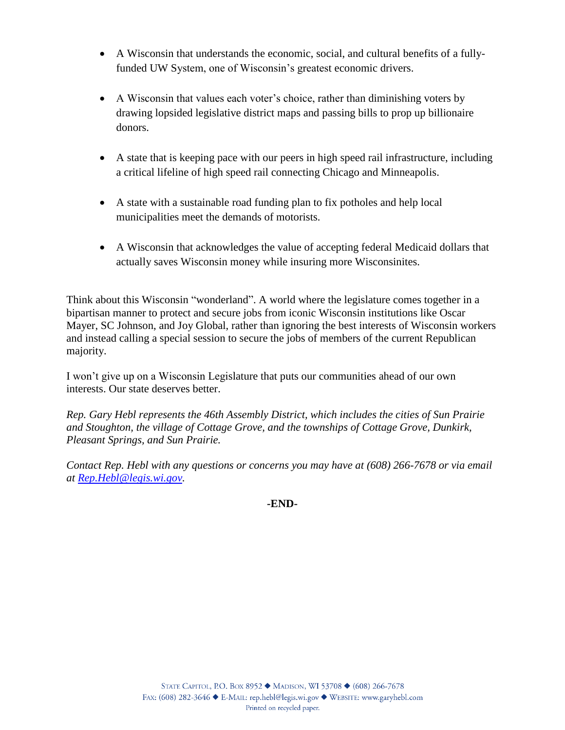- A Wisconsin that understands the economic, social, and cultural benefits of a fully-funded UW System, one of Wisconsin's greatest economic drivers.

- A Wisconsin that values each voter's choice, rather than diminishing voters by drawing lopsided legislative district maps and passing bills to prop up billionaire donors.

- A state that is keeping pace with our peers in high speed rail infrastructure, including a critical lifeline of high speed rail connecting Chicago and Minneapolis.

- A state with a sustainable road funding plan to fix potholes and help local municipalities meet the demands of motorists.

- A Wisconsin that acknowledges the value of accepting federal Medicaid dollars that actually saves Wisconsin money while insuring more Wisconsinites.

Think about this Wisconsin "wonderland". A world where the legislature comes together in a bipartisan manner to protect and secure jobs from iconic Wisconsin institutions like Oscar Mayer, SC Johnson, and Joy Global, rather than ignoring the best interests of Wisconsin workers and instead calling a special session to secure the jobs of members of the current Republican majority.

I won't give up on a Wisconsin Legislature that puts our communities ahead of our own interests. Our state deserves better.

*Rep. Gary Hebl represents the 46th Assembly District, which includes the cities of Sun Prairie and Stoughton, the village of Cottage Grove, and the townships of Cottage Grove, Dunkirk, Pleasant Springs, and Sun Prairie.*

*Contact Rep. Hebl with any questions or concerns you may have at (608) 266-7678 or via email at [Rep.Hebl@legis.wi.gov](mailto:Rep.Hebl@legis.wi.gov).*

**-END-**

State Capitol, P.O. Box 8952 ◆ Madison, WI 53708 ◆ (608) 266-7678
Fax: (608) 282-3646 ◆ E-Mail: rep.hebl@legis.wi.gov ◆ Website: www.garyhebl.com
Printed on recycled paper.